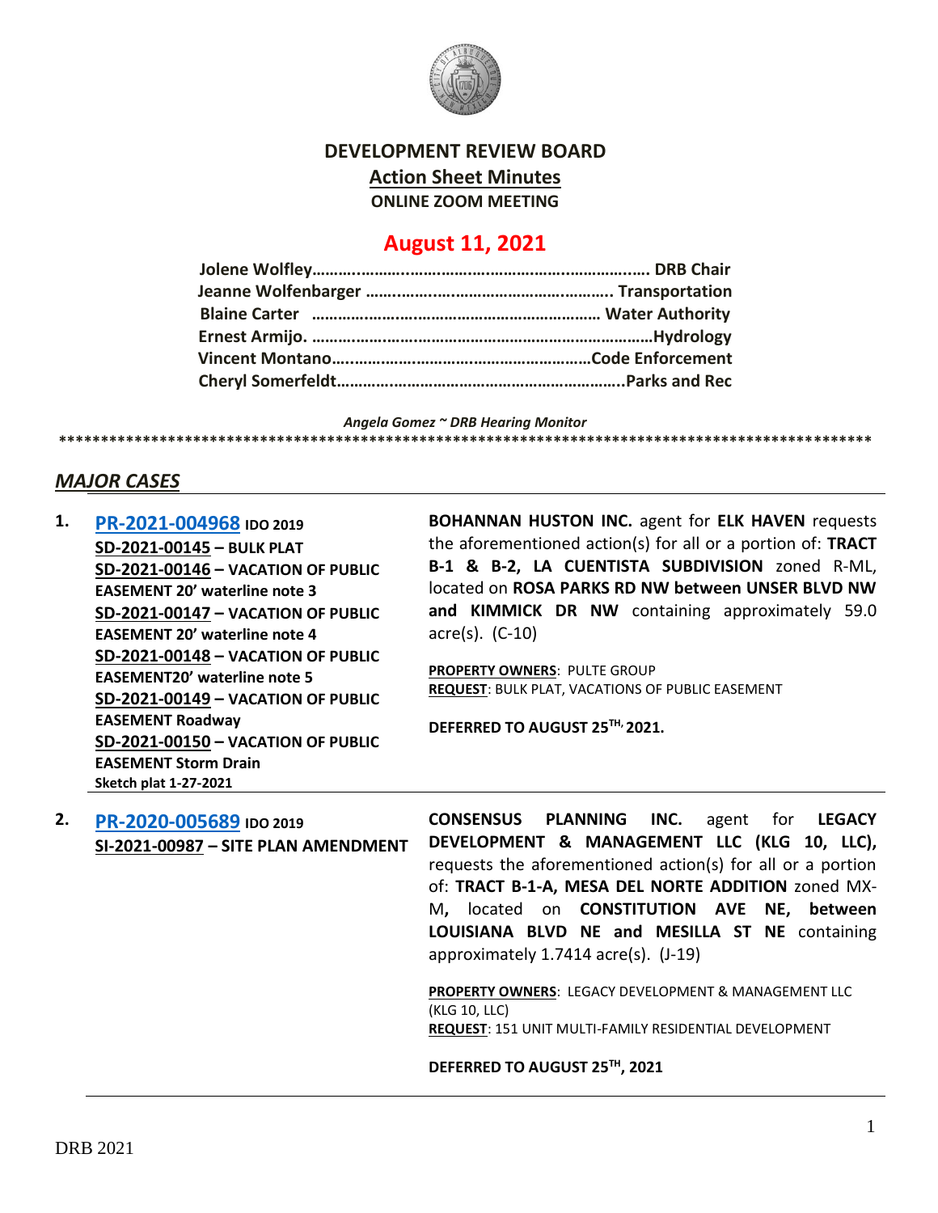# DEVELOPMENT REVIEW BOARD

## Action Sheet Minutes

**ONLINE ZOOM MEETING**

## August 11, 2021

**Jolene Wolfley……………………………………………………………. DRB Chair**
**Jeanne Wolfenbarger ………………………………………………….. Transportation**
**Blaine Carter ………………………………………………………… Water Authority**
**Ernest Armijo. ………………………………………………………………Hydrology**
**Vincent Montano…………………………………………………Code Enforcement**
**Cheryl Somerfeldt…………………………………………………………..Parks and Rec**

*Angela Gomez ~ DRB Hearing Monitor*

****************************************************************************************************

## *MAJOR CASES*

| | Case | Description |
|---|---|---|
| **1.** | **PR-2021-004968** **IDO 2019**<br>**SD-2021-00145 – BULK PLAT**<br>**SD-2021-00146 – VACATION OF PUBLIC EASEMENT 20' waterline note 3**<br>**SD-2021-00147 – VACATION OF PUBLIC EASEMENT 20' waterline note 4**<br>**SD-2021-00148 – VACATION OF PUBLIC EASEMENT20' waterline note 5**<br>**SD-2021-00149 – VACATION OF PUBLIC EASEMENT Roadway**<br>**SD-2021-00150 – VACATION OF PUBLIC EASEMENT Storm Drain**<br>**Sketch plat 1-27-2021** | **BOHANNAN HUSTON INC.** agent for **ELK HAVEN** requests the aforementioned action(s) for all or a portion of: **TRACT B-1 & B-2, LA CUENTISTA SUBDIVISION** zoned R-ML, located on **ROSA PARKS RD NW between UNSER BLVD NW and KIMMICK DR NW** containing approximately 59.0 acre(s). (C-10)<br><br>**PROPERTY OWNERS**: PULTE GROUP<br>**REQUEST**: BULK PLAT, VACATIONS OF PUBLIC EASEMENT<br><br>**DEFERRED TO AUGUST 25TH, 2021.** |
| **2.** | **PR-2020-005689** **IDO 2019**<br>**SI-2021-00987 – SITE PLAN AMENDMENT** | **CONSENSUS PLANNING INC.** agent for **LEGACY DEVELOPMENT & MANAGEMENT LLC (KLG 10, LLC),** requests the aforementioned action(s) for all or a portion of: **TRACT B-1-A, MESA DEL NORTE ADDITION** zoned MX-M**,** located on **CONSTITUTION AVE NE, between LOUISIANA BLVD NE and MESILLA ST NE** containing approximately 1.7414 acre(s). (J-19)<br><br>**PROPERTY OWNERS**: LEGACY DEVELOPMENT & MANAGEMENT LLC (KLG 10, LLC)<br>**REQUEST**: 151 UNIT MULTI-FAMILY RESIDENTIAL DEVELOPMENT<br><br>**DEFERRED TO AUGUST 25TH, 2021** |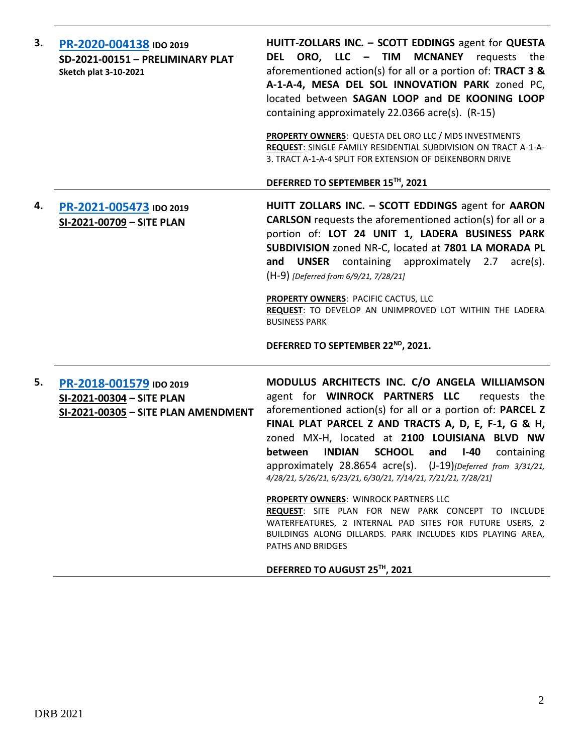| | | |
|---|---|---|
| **3.** | **PR-2020-004138** **IDO 2019**<br>**SD-2021-00151 – PRELIMINARY PLAT**<br>**Sketch plat 3-10-2021** | **HUITT-ZOLLARS INC. – SCOTT EDDINGS** agent for **QUESTA DEL ORO, LLC – TIM MCNANEY** requests the aforementioned action(s) for all or a portion of: **TRACT 3 & A-1-A-4, MESA DEL SOL INNOVATION PARK** zoned PC, located between **SAGAN LOOP and DE KOONING LOOP** containing approximately 22.0366 acre(s). (R-15)<br><br>**PROPERTY OWNERS**: QUESTA DEL ORO LLC / MDS INVESTMENTS<br>**REQUEST**: SINGLE FAMILY RESIDENTIAL SUBDIVISION ON TRACT A-1-A-3. TRACT A-1-A-4 SPLIT FOR EXTENSION OF DEIKENBORN DRIVE<br><br>**DEFERRED TO SEPTEMBER 15TH, 2021** |
| **4.** | **PR-2021-005473** **IDO 2019**<br>**SI-2021-00709 – SITE PLAN** | **HUITT ZOLLARS INC. – SCOTT EDDINGS** agent for **AARON CARLSON** requests the aforementioned action(s) for all or a portion of: **LOT 24 UNIT 1, LADERA BUSINESS PARK SUBDIVISION** zoned NR-C, located at **7801 LA MORADA PL and UNSER** containing approximately 2.7 acre(s). (H-9) *[Deferred from 6/9/21, 7/28/21]*<br><br>**PROPERTY OWNERS**: PACIFIC CACTUS, LLC<br>**REQUEST**: TO DEVELOP AN UNIMPROVED LOT WITHIN THE LADERA BUSINESS PARK<br><br>**DEFERRED TO SEPTEMBER 22ND, 2021.** |
| **5.** | **PR-2018-001579** **IDO 2019**<br>**SI-2021-00304 – SITE PLAN**<br>**SI-2021-00305 – SITE PLAN AMENDMENT** | **MODULUS ARCHITECTS INC. C/O ANGELA WILLIAMSON** agent for **WINROCK PARTNERS LLC** requests the aforementioned action(s) for all or a portion of: **PARCEL Z FINAL PLAT PARCEL Z AND TRACTS A, D, E, F-1, G & H,** zoned MX-H, located at **2100 LOUISIANA BLVD NW between INDIAN SCHOOL and I-40** containing approximately 28.8654 acre(s). (J-19)*[Deferred from 3/31/21, 4/28/21, 5/26/21, 6/23/21, 6/30/21, 7/14/21, 7/21/21, 7/28/21]*<br><br>**PROPERTY OWNERS**: WINROCK PARTNERS LLC<br>**REQUEST**: SITE PLAN FOR NEW PARK CONCEPT TO INCLUDE WATERFEATURES, 2 INTERNAL PAD SITES FOR FUTURE USERS, 2 BUILDINGS ALONG DILLARDS. PARK INCLUDES KIDS PLAYING AREA, PATHS AND BRIDGES<br><br>**DEFERRED TO AUGUST 25TH, 2021** |

DRB 2021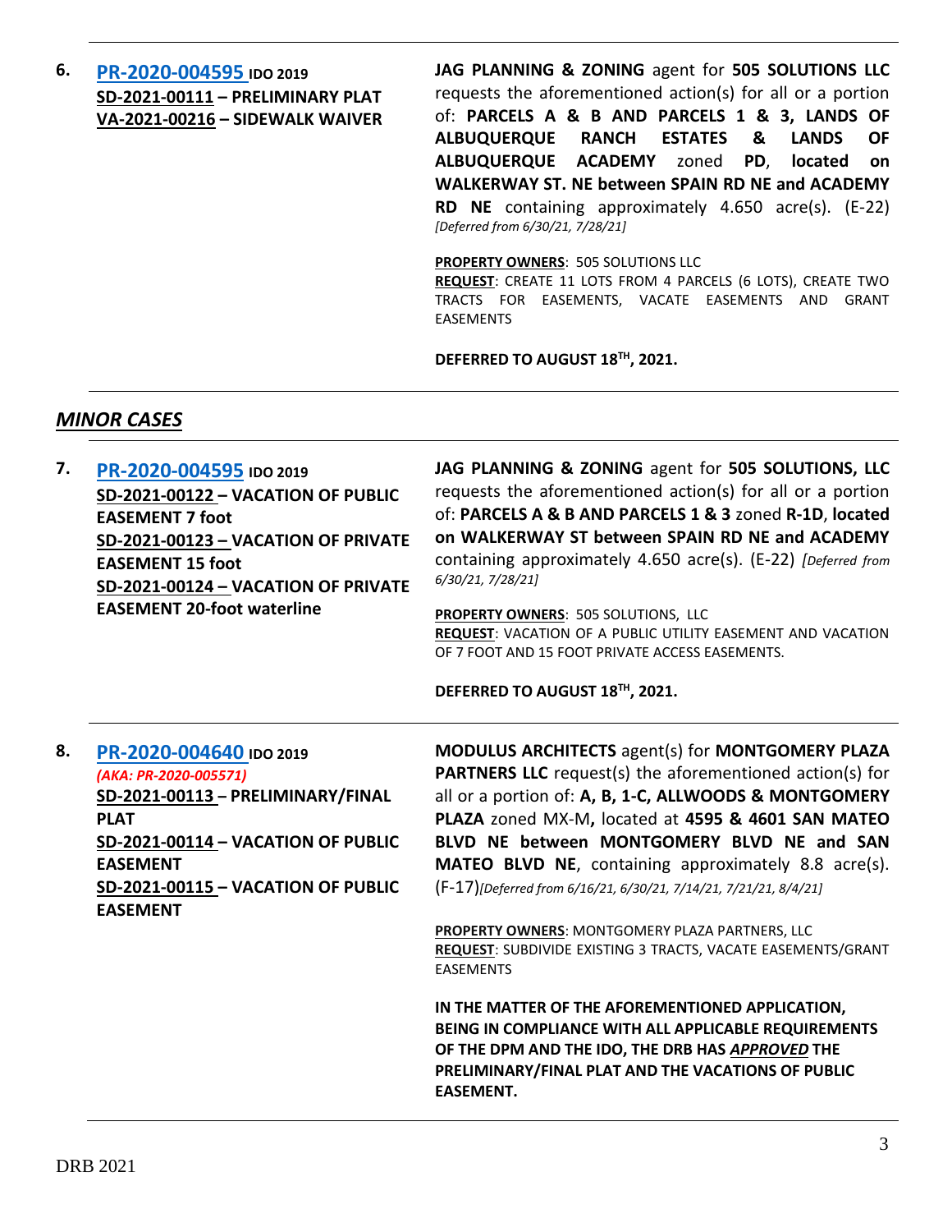**6.** **PR-2020-004595** **IDO 2019**
**SD-2021-00111 – PRELIMINARY PLAT**
**VA-2021-00216 – SIDEWALK WAIVER**

**JAG PLANNING & ZONING** agent for **505 SOLUTIONS LLC** requests the aforementioned action(s) for all or a portion of: **PARCELS A & B AND PARCELS 1 & 3, LANDS OF ALBUQUERQUE RANCH ESTATES & LANDS OF ALBUQUERQUE ACADEMY** zoned **PD**, **located on WALKERWAY ST. NE between SPAIN RD NE and ACADEMY RD NE** containing approximately 4.650 acre(s). (E-22) *[Deferred from 6/30/21, 7/28/21]*

**PROPERTY OWNERS**: 505 SOLUTIONS LLC
**REQUEST**: CREATE 11 LOTS FROM 4 PARCELS (6 LOTS), CREATE TWO TRACTS FOR EASEMENTS, VACATE EASEMENTS AND GRANT EASEMENTS

**DEFERRED TO AUGUST 18TH, 2021.**

---

## *MINOR CASES*

---

**7.** **PR-2020-004595** **IDO 2019**
**SD-2021-00122 – VACATION OF PUBLIC EASEMENT 7 foot**
**SD-2021-00123 – VACATION OF PRIVATE EASEMENT 15 foot**
**SD-2021-00124 – VACATION OF PRIVATE EASEMENT 20-foot waterline**

**JAG PLANNING & ZONING** agent for **505 SOLUTIONS, LLC** requests the aforementioned action(s) for all or a portion of: **PARCELS A & B AND PARCELS 1 & 3** zoned **R-1D**, **located on WALKERWAY ST between SPAIN RD NE and ACADEMY** containing approximately 4.650 acre(s). (E-22) *[Deferred from 6/30/21, 7/28/21]*

**PROPERTY OWNERS**: 505 SOLUTIONS, LLC
**REQUEST**: VACATION OF A PUBLIC UTILITY EASEMENT AND VACATION OF 7 FOOT AND 15 FOOT PRIVATE ACCESS EASEMENTS.

**DEFERRED TO AUGUST 18TH, 2021.**

---

**8.** **PR-2020-004640** **IDO 2019**
*(AKA: PR-2020-005571)*
**SD-2021-00113 – PRELIMINARY/FINAL PLAT**
**SD-2021-00114 – VACATION OF PUBLIC EASEMENT**
**SD-2021-00115 – VACATION OF PUBLIC EASEMENT**

**MODULUS ARCHITECTS** agent(s) for **MONTGOMERY PLAZA PARTNERS LLC** request(s) the aforementioned action(s) for all or a portion of: **A, B, 1-C, ALLWOODS & MONTGOMERY PLAZA** zoned MX-M**,** located at **4595 & 4601 SAN MATEO BLVD NE between MONTGOMERY BLVD NE and SAN MATEO BLVD NE**, containing approximately 8.8 acre(s). (F-17)*[Deferred from 6/16/21, 6/30/21, 7/14/21, 7/21/21, 8/4/21]*

**PROPERTY OWNERS**: MONTGOMERY PLAZA PARTNERS, LLC
**REQUEST**: SUBDIVIDE EXISTING 3 TRACTS, VACATE EASEMENTS/GRANT EASEMENTS

**IN THE MATTER OF THE AFOREMENTIONED APPLICATION, BEING IN COMPLIANCE WITH ALL APPLICABLE REQUIREMENTS OF THE DPM AND THE IDO, THE DRB HAS *APPROVED* THE PRELIMINARY/FINAL PLAT AND THE VACATIONS OF PUBLIC EASEMENT.**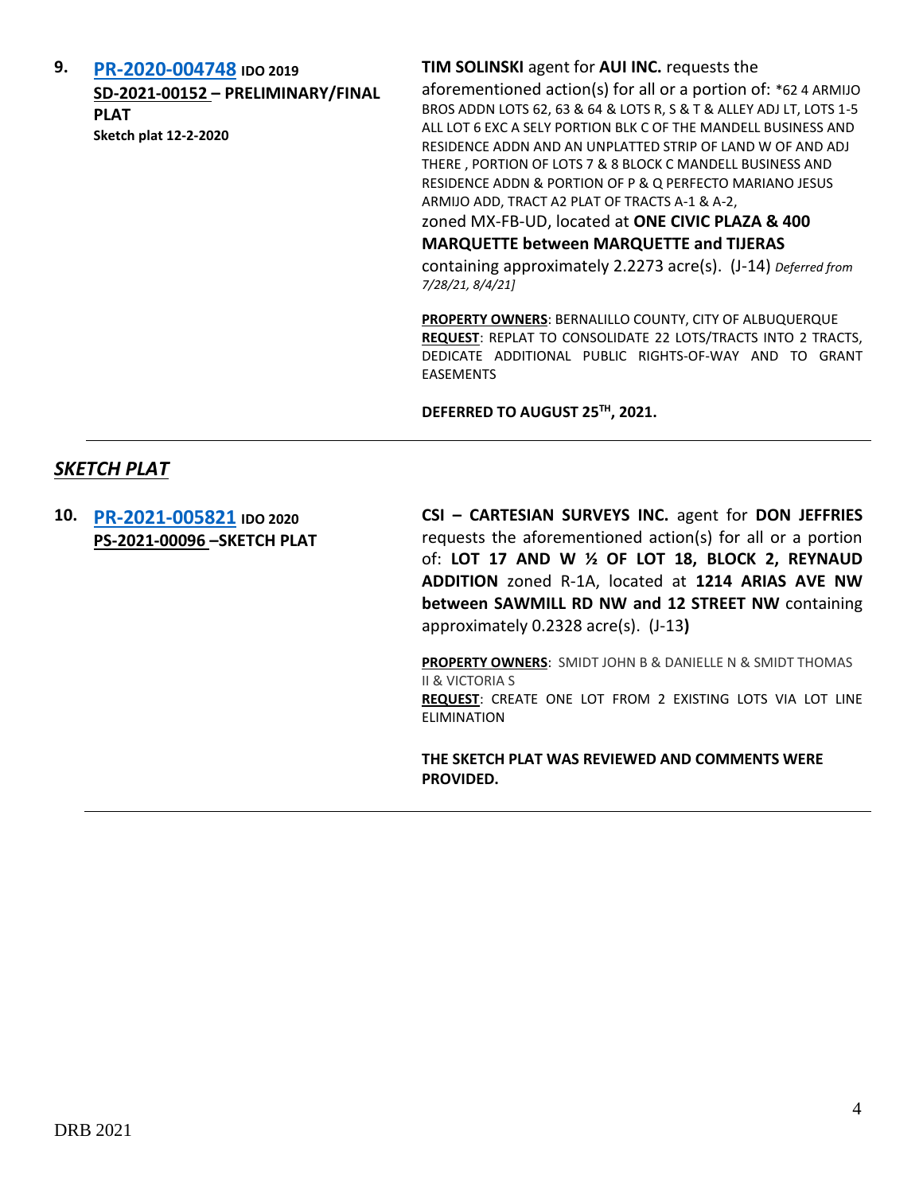**9.** **[PR-2020-004748](PR-2020-004748)** **IDO 2019**
**SD-2021-00152 – PRELIMINARY/FINAL PLAT**
**Sketch plat 12-2-2020**

**TIM SOLINSKI** agent for **AUI INC.** requests the aforementioned action(s) for all or a portion of: *62 4 ARMIJO BROS ADDN LOTS 62, 63 & 64 & LOTS R, S & T & ALLEY ADJ LT, LOTS 1-5 ALL LOT 6 EXC A SELY PORTION BLK C OF THE MANDELL BUSINESS AND RESIDENCE ADDN AND AN UNPLATTED STRIP OF LAND W OF AND ADJ THERE , PORTION OF LOTS 7 & 8 BLOCK C MANDELL BUSINESS AND RESIDENCE ADDN & PORTION OF P & Q PERFECTO MARIANO JESUS ARMIJO ADD, TRACT A2 PLAT OF TRACTS A-1 & A-2, zoned MX-FB-UD, located at **ONE CIVIC PLAZA & 400 MARQUETTE between MARQUETTE and TIJERAS** containing approximately 2.2273 acre(s). (J-14) *Deferred from 7/28/21, 8/4/21]*

**PROPERTY OWNERS**: BERNALILLO COUNTY, CITY OF ALBUQUERQUE
**REQUEST**: REPLAT TO CONSOLIDATE 22 LOTS/TRACTS INTO 2 TRACTS, DEDICATE ADDITIONAL PUBLIC RIGHTS-OF-WAY AND TO GRANT EASEMENTS

**DEFERRED TO AUGUST 25TH, 2021.**

---

## *SKETCH PLAT*

**10.** **[PR-2021-005821](PR-2021-005821)** **IDO 2020**
**PS-2021-00096 –SKETCH PLAT**

**CSI – CARTESIAN SURVEYS INC.** agent for **DON JEFFRIES** requests the aforementioned action(s) for all or a portion of: **LOT 17 AND W ½ OF LOT 18, BLOCK 2, REYNAUD ADDITION** zoned R-1A, located at **1214 ARIAS AVE NW between SAWMILL RD NW and 12 STREET NW** containing approximately 0.2328 acre(s). (J-13**)**

**PROPERTY OWNERS**: SMIDT JOHN B & DANIELLE N & SMIDT THOMAS II & VICTORIA S
**REQUEST**: CREATE ONE LOT FROM 2 EXISTING LOTS VIA LOT LINE ELIMINATION

**THE SKETCH PLAT WAS REVIEWED AND COMMENTS WERE PROVIDED.**

---

DRB 2021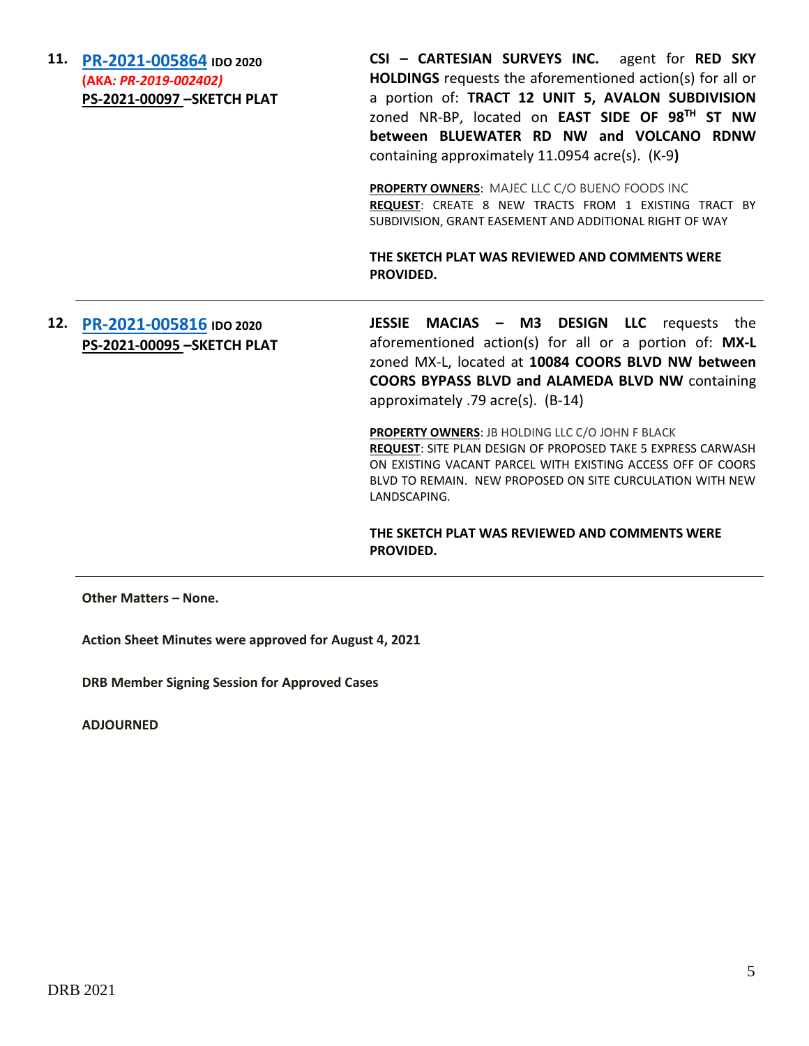**11.** **PR-2021-005864** **IDO 2020**
**(AKA: *PR-2019-002402)***
**PS-2021-00097 –SKETCH PLAT**

**CSI – CARTESIAN SURVEYS INC.** agent for **RED SKY HOLDINGS** requests the aforementioned action(s) for all or a portion of: **TRACT 12 UNIT 5, AVALON SUBDIVISION** zoned NR-BP, located on **EAST SIDE OF 98TH ST NW between BLUEWATER RD NW and VOLCANO RDNW** containing approximately 11.0954 acre(s). (K-9**)**

**PROPERTY OWNERS**: MAJEC LLC C/O BUENO FOODS INC
**REQUEST**: CREATE 8 NEW TRACTS FROM 1 EXISTING TRACT BY SUBDIVISION, GRANT EASEMENT AND ADDITIONAL RIGHT OF WAY

**THE SKETCH PLAT WAS REVIEWED AND COMMENTS WERE PROVIDED.**

---

**12.** **PR-2021-005816** **IDO 2020**
**PS-2021-00095 –SKETCH PLAT**

**JESSIE MACIAS – M3 DESIGN LLC** requests the aforementioned action(s) for all or a portion of: **MX-L** zoned MX-L, located at **10084 COORS BLVD NW between COORS BYPASS BLVD and ALAMEDA BLVD NW** containing approximately .79 acre(s). (B-14)

**PROPERTY OWNERS**: JB HOLDING LLC C/O JOHN F BLACK
**REQUEST**: SITE PLAN DESIGN OF PROPOSED TAKE 5 EXPRESS CARWASH ON EXISTING VACANT PARCEL WITH EXISTING ACCESS OFF OF COORS BLVD TO REMAIN. NEW PROPOSED ON SITE CURCULATION WITH NEW LANDSCAPING.

**THE SKETCH PLAT WAS REVIEWED AND COMMENTS WERE PROVIDED.**

---

**Other Matters – None.**

**Action Sheet Minutes were approved for August 4, 2021**

**DRB Member Signing Session for Approved Cases**

**ADJOURNED**